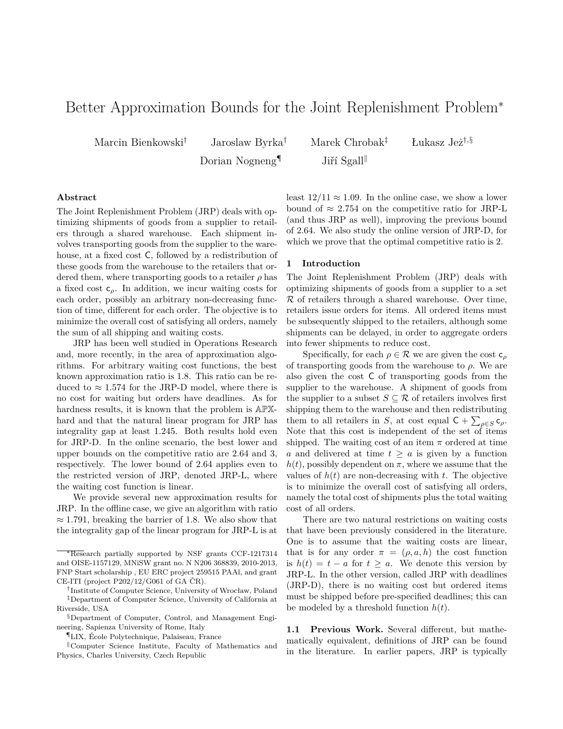# Better Approximation Bounds for the Joint Replenishment Problem*

Marcin Bienkowski[†] Jaroslaw Byrka[†] Marek Chrobak[‡] Łukasz Jeż[†,§]
Dorian Nogneng[¶] Jiří Sgall[‖]

### Abstract

The Joint Replenishment Problem (JRP) deals with optimizing shipments of goods from a supplier to retailers through a shared warehouse. Each shipment involves transporting goods from the supplier to the warehouse, at a fixed cost $\mathsf{C}$, followed by a redistribution of these goods from the warehouse to the retailers that ordered them, where transporting goods to a retailer $\rho$ has a fixed cost $\mathsf{c}_\rho$. In addition, we incur waiting costs for each order, possibly an arbitrary non-decreasing function of time, different for each order. The objective is to minimize the overall cost of satisfying all orders, namely the sum of all shipping and waiting costs.

JRP has been well studied in Operations Research and, more recently, in the area of approximation algorithms. For arbitrary waiting cost functions, the best known approximation ratio is 1.8. This ratio can be reduced to $\approx 1.574$ for the JRP-D model, where there is no cost for waiting but orders have deadlines. As for hardness results, it is known that the problem is $\mathbb{APX}$-hard and that the natural linear program for JRP has integrality gap at least 1.245. Both results hold even for JRP-D. In the online scenario, the best lower and upper bounds on the competitive ratio are 2.64 and 3, respectively. The lower bound of 2.64 applies even to the restricted version of JRP, denoted JRP-L, where the waiting cost function is linear.

We provide several new approximation results for JRP. In the offline case, we give an algorithm with ratio $\approx 1.791$, breaking the barrier of 1.8. We also show that the integrality gap of the linear program for JRP-L is at least $12/11 \approx 1.09$. In the online case, we show a lower bound of $\approx 2.754$ on the competitive ratio for JRP-L (and thus JRP as well), improving the previous bound of 2.64. We also study the online version of JRP-D, for which we prove that the optimal competitive ratio is 2.

## 1 Introduction

The Joint Replenishment Problem (JRP) deals with optimizing shipments of goods from a supplier to a set $\mathcal{R}$ of retailers through a shared warehouse. Over time, retailers issue orders for items. All ordered items must be subsequently shipped to the retailers, although some shipments can be delayed, in order to aggregate orders into fewer shipments to reduce cost.

Specifically, for each $\rho \in \mathcal{R}$ we are given the cost $\mathsf{c}_\rho$ of transporting goods from the warehouse to $\rho$. We are also given the cost $\mathsf{C}$ of transporting goods from the supplier to the warehouse. A shipment of goods from the supplier to a subset $S \subseteq \mathcal{R}$ of retailers involves first shipping them to the warehouse and then redistributing them to all retailers in $S$, at cost equal $\mathsf{C} + \sum_{\rho \in S} \mathsf{c}_\rho$. Note that this cost is independent of the set of items shipped. The waiting cost of an item $\pi$ ordered at time $a$ and delivered at time $t \geq a$ is given by a function $h(t)$, possibly dependent on $\pi$, where we assume that the values of $h(t)$ are non-decreasing with $t$. The objective is to minimize the overall cost of satisfying all orders, namely the total cost of shipments plus the total waiting cost of all orders.

There are two natural restrictions on waiting costs that have been previously considered in the literature. One is to assume that the waiting costs are linear, that is for any order $\pi = (\rho, a, h)$ the cost function is $h(t) = t - a$ for $t \geq a$. We denote this version by JRP-L. In the other version, called JRP with deadlines (JRP-D), there is no waiting cost but ordered items must be shipped before pre-specified deadlines; this can be modeled by a threshold function $h(t)$.

**1.1 Previous Work.** Several different, but mathematically equivalent, definitions of JRP can be found in the literature. In earlier papers, JRP is typically

---

*Research partially supported by NSF grants CCF-1217314 and OISE-1157129, MNiSW grant no. N N206 368839, 2010-2013, FNP Start scholarship , EU ERC project 259515 PAAl, and grant CE-ITI (project P202/12/G061 of GA ČR).

[†] Institute of Computer Science, University of Wrocław, Poland

[‡] Department of Computer Science, University of California at Riverside, USA

[§] Department of Computer, Control, and Management Engineering, Sapienza University of Rome, Italy

[¶] LIX, École Polytechnique, Palaiseau, France

[‖] Computer Science Institute, Faculty of Mathematics and Physics, Charles University, Czech Republic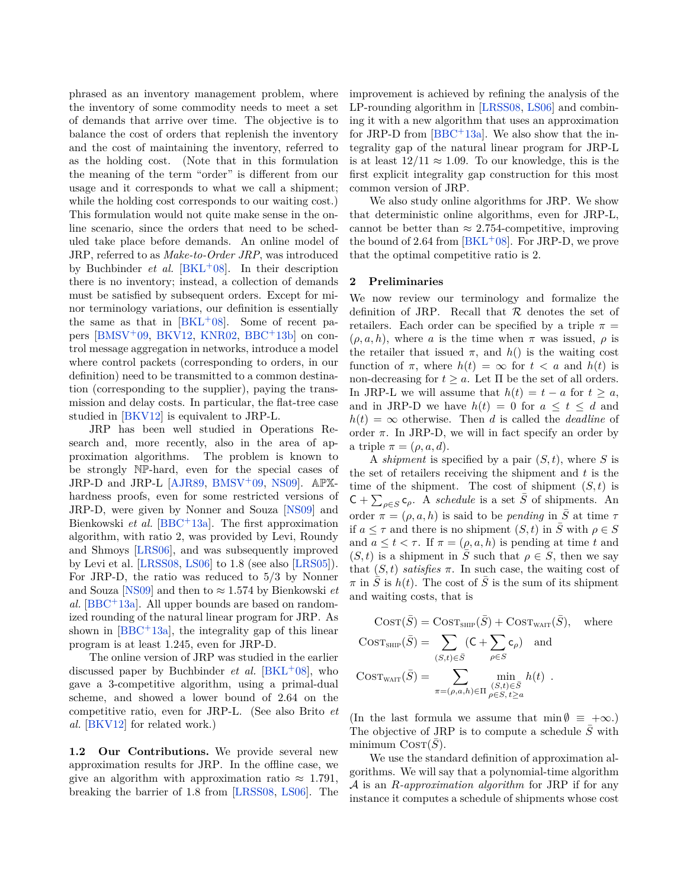phrased as an inventory management problem, where the inventory of some commodity needs to meet a set of demands that arrive over time. The objective is to balance the cost of orders that replenish the inventory and the cost of maintaining the inventory, referred to as the holding cost. (Note that in this formulation the meaning of the term "order" is different from our usage and it corresponds to what we call a shipment; while the holding cost corresponds to our waiting cost.) This formulation would not quite make sense in the online scenario, since the orders that need to be scheduled take place before demands. An online model of JRP, referred to as *Make-to-Order JRP*, was introduced by Buchbinder *et al.* [BKL+08]. In their description there is no inventory; instead, a collection of demands must be satisfied by subsequent orders. Except for minor terminology variations, our definition is essentially the same as that in [BKL+08]. Some of recent papers [BMSV+09, BKV12, KNR02, BBC+13b] on control message aggregation in networks, introduce a model where control packets (corresponding to orders, in our definition) need to be transmitted to a common destination (corresponding to the supplier), paying the transmission and delay costs. In particular, the flat-tree case studied in [BKV12] is equivalent to JRP-L.

JRP has been well studied in Operations Research and, more recently, also in the area of approximation algorithms. The problem is known to be strongly $\mathbb{NP}$-hard, even for the special cases of JRP-D and JRP-L [AJR89, BMSV+09, NS09]. $\mathbb{APX}$-hardness proofs, even for some restricted versions of JRP-D, were given by Nonner and Souza [NS09] and Bienkowski *et al.* [BBC+13a]. The first approximation algorithm, with ratio 2, was provided by Levi, Roundy and Shmoys [LRS06], and was subsequently improved by Levi et al. [LRSS08, LS06] to 1.8 (see also [LRS05]). For JRP-D, the ratio was reduced to 5/3 by Nonner and Souza [NS09] and then to ≈ 1.574 by Bienkowski *et al.* [BBC+13a]. All upper bounds are based on randomized rounding of the natural linear program for JRP. As shown in [BBC+13a], the integrality gap of this linear program is at least 1.245, even for JRP-D.

The online version of JRP was studied in the earlier discussed paper by Buchbinder *et al.* [BKL+08], who gave a 3-competitive algorithm, using a primal-dual scheme, and showed a lower bound of 2.64 on the competitive ratio, even for JRP-L. (See also Brito *et al.* [BKV12] for related work.)

**1.2 Our Contributions.** We provide several new approximation results for JRP. In the offline case, we give an algorithm with approximation ratio ≈ 1.791, breaking the barrier of 1.8 from [LRSS08, LS06]. The improvement is achieved by refining the analysis of the LP-rounding algorithm in [LRSS08, LS06] and combining it with a new algorithm that uses an approximation for JRP-D from [BBC+13a]. We also show that the integrality gap of the natural linear program for JRP-L is at least 12/11 ≈ 1.09. To our knowledge, this is the first explicit integrality gap construction for this most common version of JRP.

We also study online algorithms for JRP. We show that deterministic online algorithms, even for JRP-L, cannot be better than ≈ 2.754-competitive, improving the bound of 2.64 from [BKL+08]. For JRP-D, we prove that the optimal competitive ratio is 2.

## 2 Preliminaries

We now review our terminology and formalize the definition of JRP. Recall that $\mathcal{R}$ denotes the set of retailers. Each order can be specified by a triple $\pi = (\rho, a, h)$, where $a$ is the time when $\pi$ was issued, $\rho$ is the retailer that issued $\pi$, and $h()$ is the waiting cost function of $\pi$, where $h(t) = \infty$ for $t < a$ and $h(t)$ is non-decreasing for $t \geq a$. Let $\Pi$ be the set of all orders. In JRP-L we will assume that $h(t) = t - a$ for $t \geq a$, and in JRP-D we have $h(t) = 0$ for $a \leq t \leq d$ and $h(t) = \infty$ otherwise. Then $d$ is called the *deadline* of order $\pi$. In JRP-D, we will in fact specify an order by a triple $\pi = (\rho, a, d)$.

A *shipment* is specified by a pair $(S, t)$, where $S$ is the set of retailers receiving the shipment and $t$ is the time of the shipment. The cost of shipment $(S, t)$ is $\mathsf{C} + \sum_{\rho \in S} \mathsf{c}_\rho$. A *schedule* is a set $\bar{S}$ of shipments. An order $\pi = (\rho, a, h)$ is said to be *pending* in $\bar{S}$ at time $\tau$ if $a \leq \tau$ and there is no shipment $(S, t)$ in $\bar{S}$ with $\rho \in S$ and $a \leq t < \tau$. If $\pi = (\rho, a, h)$ is pending at time $t$ and $(S, t)$ is a shipment in $\bar{S}$ such that $\rho \in S$, then we say that $(S, t)$ *satisfies* $\pi$. In such case, the waiting cost of $\pi$ in $\bar{S}$ is $h(t)$. The cost of $\bar{S}$ is the sum of its shipment and waiting costs, that is

$$\textsc{Cost}(\bar{S}) = \textsc{Cost}_{\textsc{ship}}(\bar{S}) + \textsc{Cost}_{\textsc{wait}}(\bar{S}), \quad \text{where}$$

$$\textsc{Cost}_{\textsc{ship}}(\bar{S}) = \sum_{(S,t) \in \bar{S}} (\mathsf{C} + \sum_{\rho \in S} \mathsf{c}_\rho) \quad \text{and}$$

$$\textsc{Cost}_{\textsc{wait}}(\bar{S}) = \sum_{\pi = (\rho, a, h) \in \Pi} \min_{\substack{(S,t) \in \bar{S} \\ \rho \in S,\, t \geq a}} h(t) \ .$$

(In the last formula we assume that $\min \emptyset \equiv +\infty$.) The objective of JRP is to compute a schedule $\bar{S}$ with minimum $\textsc{Cost}(\bar{S})$.

We use the standard definition of approximation algorithms. We will say that a polynomial-time algorithm $\mathcal{A}$ is an *$R$-approximation algorithm* for JRP if for any instance it computes a schedule of shipments whose cost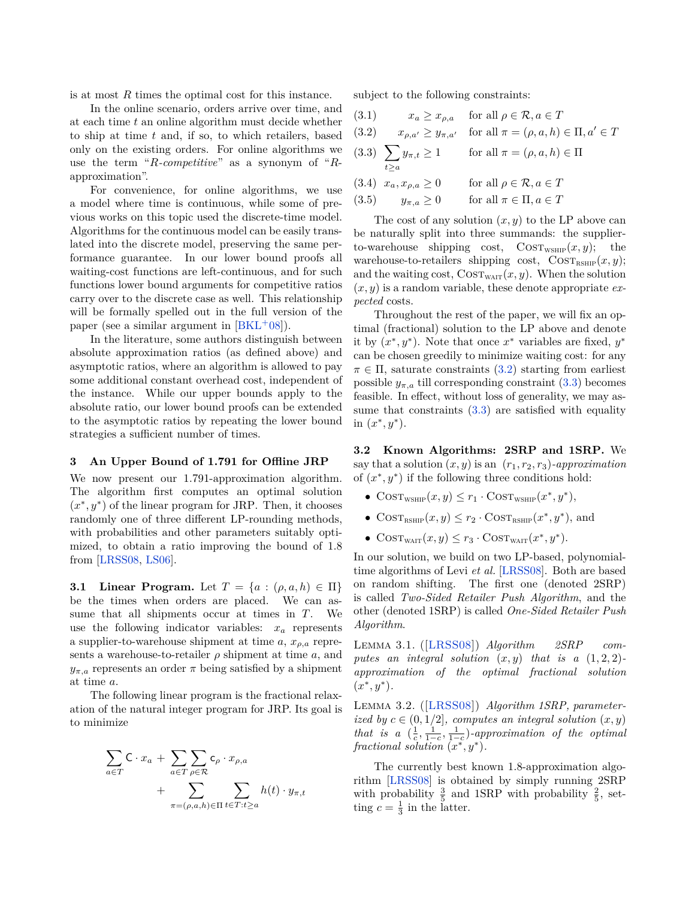is at most $R$ times the optimal cost for this instance.

In the online scenario, orders arrive over time, and at each time $t$ an online algorithm must decide whether to ship at time $t$ and, if so, to which retailers, based only on the existing orders. For online algorithms we use the term "*R-competitive*" as a synonym of "*R*-approximation".

For convenience, for online algorithms, we use a model where time is continuous, while some of previous works on this topic used the discrete-time model. Algorithms for the continuous model can be easily translated into the discrete model, preserving the same performance guarantee. In our lower bound proofs all waiting-cost functions are left-continuous, and for such functions lower bound arguments for competitive ratios carry over to the discrete case as well. This relationship will be formally spelled out in the full version of the paper (see a similar argument in [BKL+08]).

In the literature, some authors distinguish between absolute approximation ratios (as defined above) and asymptotic ratios, where an algorithm is allowed to pay some additional constant overhead cost, independent of the instance. While our upper bounds apply to the absolute ratio, our lower bound proofs can be extended to the asymptotic ratios by repeating the lower bound strategies a sufficient number of times.

## 3 An Upper Bound of 1.791 for Offline JRP

We now present our 1.791-approximation algorithm. The algorithm first computes an optimal solution $(x^*, y^*)$ of the linear program for JRP. Then, it chooses randomly one of three different LP-rounding methods, with probabilities and other parameters suitably optimized, to obtain a ratio improving the bound of 1.8 from [LRSS08, LS06].

**3.1 Linear Program.** Let $T = \{a : (\rho, a, h) \in \Pi\}$ be the times when orders are placed. We can assume that all shipments occur at times in $T$. We use the following indicator variables: $x_a$ represents a supplier-to-warehouse shipment at time $a$, $x_{\rho,a}$ represents a warehouse-to-retailer $\rho$ shipment at time $a$, and $y_{\pi,a}$ represents an order $\pi$ being satisfied by a shipment at time $a$.

The following linear program is the fractional relaxation of the natural integer program for JRP. Its goal is to minimize

$$\sum_{a \in T} \mathsf{C} \cdot x_a + \sum_{a \in T} \sum_{\rho \in \mathcal{R}} \mathsf{c}_\rho \cdot x_{\rho,a} + \sum_{\pi=(\rho,a,h) \in \Pi} \sum_{t \in T : t \geq a} h(t) \cdot y_{\pi,t}$$

subject to the following constraints:

$$\begin{aligned}
&(3.1) \quad & x_a &\geq x_{\rho,a} & &\text{for all } \rho \in \mathcal{R}, a \in T \\
&(3.2) \quad & x_{\rho,a'} &\geq y_{\pi,a'} & &\text{for all } \pi = (\rho, a, h) \in \Pi, a' \in T \\
&(3.3) \quad & \sum_{t \geq a} y_{\pi,t} &\geq 1 & &\text{for all } \pi = (\rho, a, h) \in \Pi \\
&(3.4) \quad & x_a, x_{\rho,a} &\geq 0 & &\text{for all } \rho \in \mathcal{R}, a \in T \\
&(3.5) \quad & y_{\pi,a} &\geq 0 & &\text{for all } \pi \in \Pi, a \in T
\end{aligned}$$

The cost of any solution $(x, y)$ to the LP above can be naturally split into three summands: the supplier-to-warehouse shipping cost, $\text{COST}_{\text{WSHIP}}(x, y)$; the warehouse-to-retailers shipping cost, $\text{COST}_{\text{RSHIP}}(x, y)$; and the waiting cost, $\text{COST}_{\text{WAIT}}(x, y)$. When the solution $(x, y)$ is a random variable, these denote appropriate *expected* costs.

Throughout the rest of the paper, we will fix an optimal (fractional) solution to the LP above and denote it by $(x^*, y^*)$. Note that once $x^*$ variables are fixed, $y^*$ can be chosen greedily to minimize waiting cost: for any $\pi \in \Pi$, saturate constraints (3.2) starting from earliest possible $y_{\pi,a}$ till corresponding constraint (3.3) becomes feasible. In effect, without loss of generality, we may assume that constraints (3.3) are satisfied with equality in $(x^*, y^*)$.

**3.2 Known Algorithms: 2SRP and 1SRP.** We say that a solution $(x, y)$ is an $(r_1, r_2, r_3)$-*approximation* of $(x^*, y^*)$ if the following three conditions hold:

- $\text{COST}_{\text{WSHIP}}(x, y) \leq r_1 \cdot \text{COST}_{\text{WSHIP}}(x^*, y^*)$,
- $\text{COST}_{\text{RSHIP}}(x, y) \leq r_2 \cdot \text{COST}_{\text{RSHIP}}(x^*, y^*)$, and
- $\text{COST}_{\text{WAIT}}(x, y) \leq r_3 \cdot \text{COST}_{\text{WAIT}}(x^*, y^*)$.

In our solution, we build on two LP-based, polynomial-time algorithms of Levi *et al.* [LRSS08]. Both are based on random shifting. The first one (denoted 2SRP) is called *Two-Sided Retailer Push Algorithm*, and the other (denoted 1SRP) is called *One-Sided Retailer Push Algorithm*.

Lemma 3.1. ([LRSS08]) *Algorithm 2SRP computes an integral solution $(x, y)$ that is a $(1, 2, 2)$-approximation of the optimal fractional solution $(x^*, y^*)$.*

Lemma 3.2. ([LRSS08]) *Algorithm 1SRP, parameterized by $c \in (0, 1/2]$, computes an integral solution $(x, y)$ that is a $(\frac{1}{c}, \frac{1}{1-c}, \frac{1}{1-c})$-approximation of the optimal fractional solution $(x^*, y^*)$.*

The currently best known 1.8-approximation algorithm [LRSS08] is obtained by simply running 2SRP with probability $\frac{3}{5}$ and 1SRP with probability $\frac{2}{5}$, setting $c = \frac{1}{3}$ in the latter.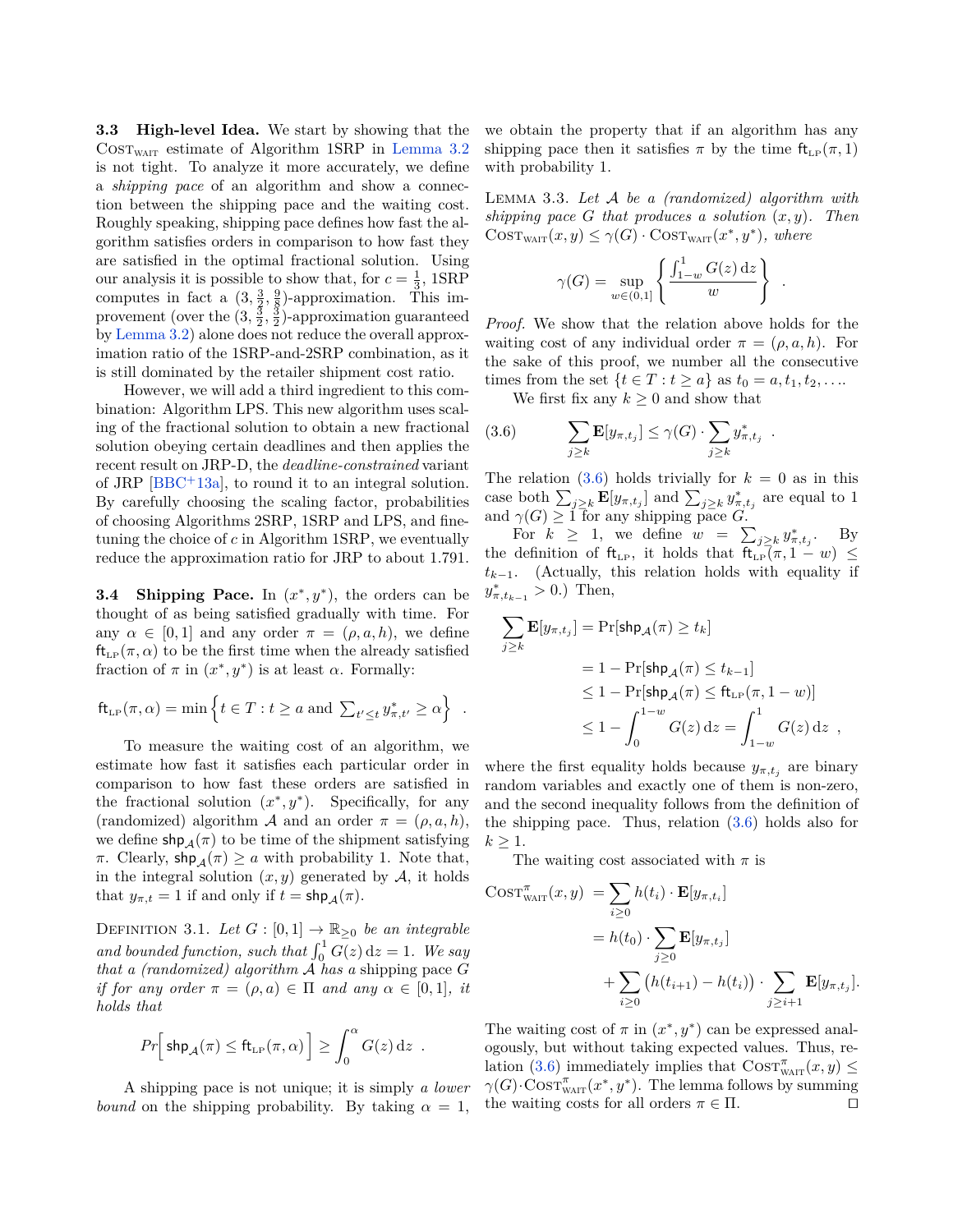**3.3 High-level Idea.** We start by showing that the $\text{Cost}_{\text{wait}}$ estimate of Algorithm 1SRP in Lemma 3.2 is not tight. To analyze it more accurately, we define a *shipping pace* of an algorithm and show a connection between the shipping pace and the waiting cost. Roughly speaking, shipping pace defines how fast the algorithm satisfies orders in comparison to how fast they are satisfied in the optimal fractional solution. Using our analysis it is possible to show that, for $c = \frac{1}{3}$, 1SRP computes in fact a $(3, \frac{3}{2}, \frac{9}{8})$-approximation. This improvement (over the $(3, \frac{3}{2}, \frac{3}{2})$-approximation guaranteed by Lemma 3.2) alone does not reduce the overall approximation ratio of the 1SRP-and-2SRP combination, as it is still dominated by the retailer shipment cost ratio.

However, we will add a third ingredient to this combination: Algorithm LPS. This new algorithm uses scaling of the fractional solution to obtain a new fractional solution obeying certain deadlines and then applies the recent result on JRP-D, the *deadline-constrained* variant of JRP [BBC+13a], to round it to an integral solution. By carefully choosing the scaling factor, probabilities of choosing Algorithms 2SRP, 1SRP and LPS, and fine-tuning the choice of $c$ in Algorithm 1SRP, we eventually reduce the approximation ratio for JRP to about 1.791.

**3.4 Shipping Pace.** In $(x^*, y^*)$, the orders can be thought of as being satisfied gradually with time. For any $\alpha \in [0, 1]$ and any order $\pi = (\rho, a, h)$, we define $\text{ft}_{\text{LP}}(\pi, \alpha)$ to be the first time when the already satisfied fraction of $\pi$ in $(x^*, y^*)$ is at least $\alpha$. Formally:

$$\text{ft}_{\text{LP}}(\pi, \alpha) = \min \left\{ t \in T : t \geq a \text{ and } \textstyle\sum_{t' \leq t} y^*_{\pi,t'} \geq \alpha \right\} .$$

To measure the waiting cost of an algorithm, we estimate how fast it satisfies each particular order in comparison to how fast these orders are satisfied in the fractional solution $(x^*, y^*)$. Specifically, for any (randomized) algorithm $\mathcal{A}$ and an order $\pi = (\rho, a, h)$, we define $\text{shp}_{\mathcal{A}}(\pi)$ to be time of the shipment satisfying $\pi$. Clearly, $\text{shp}_{\mathcal{A}}(\pi) \geq a$ with probability 1. Note that, in the integral solution $(x, y)$ generated by $\mathcal{A}$, it holds that $y_{\pi,t} = 1$ if and only if $t = \text{shp}_{\mathcal{A}}(\pi)$.

Definition 3.1. *Let $G : [0, 1] \to \mathbb{R}_{\geq 0}$ be an integrable and bounded function, such that $\int_0^1 G(z)\,\mathrm{d}z = 1$. We say that a (randomized) algorithm $\mathcal{A}$ has a* shipping pace $G$ *if for any order $\pi = (\rho, a) \in \Pi$ and any $\alpha \in [0, 1]$, it holds that*

$$Pr\Big[ \text{shp}_{\mathcal{A}}(\pi) \leq \text{ft}_{\text{LP}}(\pi, \alpha) \Big] \geq \int_0^\alpha G(z)\,\mathrm{d}z \ .$$

A shipping pace is not unique; it is simply *a lower bound* on the shipping probability. By taking $\alpha = 1$, we obtain the property that if an algorithm has any shipping pace then it satisfies $\pi$ by the time $\text{ft}_{\text{LP}}(\pi, 1)$ with probability 1.

Lemma 3.3. *Let $\mathcal{A}$ be a (randomized) algorithm with shipping pace $G$ that produces a solution $(x, y)$. Then $\text{Cost}_{\text{wait}}(x, y) \leq \gamma(G) \cdot \text{Cost}_{\text{wait}}(x^*, y^*)$, where*

$$\gamma(G) = \sup_{w \in (0,1]} \left\{ \frac{\int_{1-w}^1 G(z)\,\mathrm{d}z}{w} \right\} .$$

*Proof.* We show that the relation above holds for the waiting cost of any individual order $\pi = (\rho, a, h)$. For the sake of this proof, we number all the consecutive times from the set $\{t \in T : t \geq a\}$ as $t_0 = a, t_1, t_2, \ldots$.

We first fix any $k \geq 0$ and show that

$$\sum_{j \geq k} \mathbf{E}[y_{\pi,t_j}] \leq \gamma(G) \cdot \sum_{j \geq k} y^*_{\pi,t_j} \ . \tag{3.6}$$

The relation (3.6) holds trivially for $k = 0$ as in this case both $\sum_{j \geq k} \mathbf{E}[y_{\pi,t_j}]$ and $\sum_{j \geq k} y^*_{\pi,t_j}$ are equal to 1 and $\gamma(G) \geq 1$ for any shipping pace $G$.

For $k \geq 1$, we define $w = \sum_{j \geq k} y^*_{\pi,t_j}$. By the definition of $\text{ft}_{\text{LP}}$, it holds that $\text{ft}_{\text{LP}}(\pi, 1 - w) \leq t_{k-1}$. (Actually, this relation holds with equality if $y^*_{\pi,t_{k-1}} > 0$.) Then,

$$\begin{aligned}
\sum_{j \geq k} \mathbf{E}[y_{\pi,t_j}] &= \Pr[\text{shp}_{\mathcal{A}}(\pi) \geq t_k] \\
&= 1 - \Pr[\text{shp}_{\mathcal{A}}(\pi) \leq t_{k-1}] \\
&\leq 1 - \Pr[\text{shp}_{\mathcal{A}}(\pi) \leq \text{ft}_{\text{LP}}(\pi, 1 - w)] \\
&\leq 1 - \int_0^{1-w} G(z)\,\mathrm{d}z = \int_{1-w}^1 G(z)\,\mathrm{d}z \ ,
\end{aligned}$$

where the first equality holds because $y_{\pi,t_j}$ are binary random variables and exactly one of them is non-zero, and the second inequality follows from the definition of the shipping pace. Thus, relation (3.6) holds also for $k \geq 1$.

The waiting cost associated with $\pi$ is

$$\begin{aligned}
\text{Cost}^{\pi}_{\text{wait}}(x, y) &= \sum_{i \geq 0} h(t_i) \cdot \mathbf{E}[y_{\pi,t_i}] \\
&= h(t_0) \cdot \sum_{j \geq 0} \mathbf{E}[y_{\pi,t_j}] \\
&\quad + \sum_{i \geq 0} \big(h(t_{i+1}) - h(t_i)\big) \cdot \sum_{j \geq i+1} \mathbf{E}[y_{\pi,t_j}].
\end{aligned}$$

The waiting cost of $\pi$ in $(x^*, y^*)$ can be expressed analogously, but without taking expected values. Thus, relation (3.6) immediately implies that $\text{Cost}^{\pi}_{\text{wait}}(x, y) \leq \gamma(G) \cdot \text{Cost}^{\pi}_{\text{wait}}(x^*, y^*)$. The lemma follows by summing the waiting costs for all orders $\pi \in \Pi$. $\square$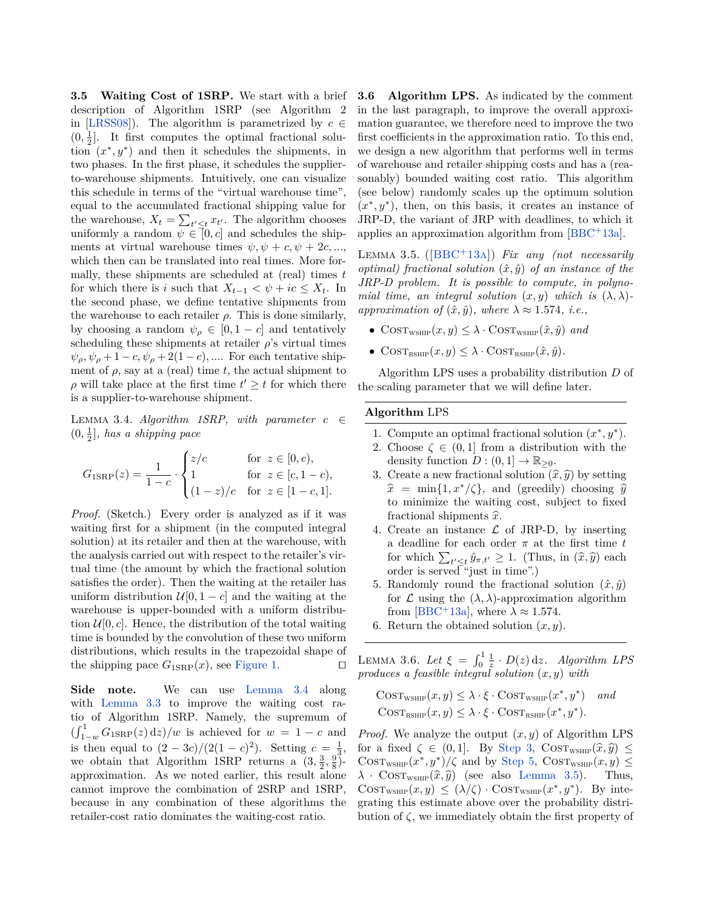**3.5 Waiting Cost of 1SRP.** We start with a brief description of Algorithm 1SRP (see Algorithm 2 in [LRSS08]). The algorithm is parametrized by $c \in (0, \frac{1}{2}]$. It first computes the optimal fractional solution $(x^*, y^*)$ and then it schedules the shipments, in two phases. In the first phase, it schedules the supplier-to-warehouse shipments. Intuitively, one can visualize this schedule in terms of the "virtual warehouse time", equal to the accumulated fractional shipping value for the warehouse, $X_t = \sum_{t' \le t} x_{t'}$. The algorithm chooses uniformly a random $\psi \in [0, c]$ and schedules the shipments at virtual warehouse times $\psi, \psi + c, \psi + 2c, \ldots$, which then can be translated into real times. More formally, these shipments are scheduled at (real) times $t$ for which there is $i$ such that $X_{t-1} < \psi + ic \le X_t$. In the second phase, we define tentative shipments from the warehouse to each retailer $\rho$. This is done similarly, by choosing a random $\psi_\rho \in [0, 1-c]$ and tentatively scheduling these shipments at retailer $\rho$'s virtual times $\psi_\rho, \psi_\rho + 1 - c, \psi_\rho + 2(1-c), \ldots$. For each tentative shipment of $\rho$, say at a (real) time $t$, the actual shipment to $\rho$ will take place at the first time $t' \ge t$ for which there is a supplier-to-warehouse shipment.

Lemma 3.4. *Algorithm 1SRP, with parameter $c \in (0, \frac{1}{2}]$, has a shipping pace*

$$G_{1\text{SRP}}(z) = \frac{1}{1-c} \cdot \begin{cases} z/c & \text{for } z \in [0, c), \\ 1 & \text{for } z \in [c, 1-c), \\ (1-z)/c & \text{for } z \in [1-c, 1]. \end{cases}$$

*Proof.* (Sketch.) Every order is analyzed as if it was waiting first for a shipment (in the computed integral solution) at its retailer and then at the warehouse, with the analysis carried out with respect to the retailer's virtual time (the amount by which the fractional solution satisfies the order). Then the waiting at the retailer has uniform distribution $\mathcal{U}[0, 1-c]$ and the waiting at the warehouse is upper-bounded with a uniform distribution $\mathcal{U}[0, c]$. Hence, the distribution of the total waiting time is bounded by the convolution of these two uniform distributions, which results in the trapezoidal shape of the shipping pace $G_{1\text{SRP}}(x)$, see Figure 1. ◻

**Side note.** We can use Lemma 3.4 along with Lemma 3.3 to improve the waiting cost ratio of Algorithm 1SRP. Namely, the supremum of $(\int_{1-w}^{1} G_{1\text{SRP}}(z)\,\mathrm{d}z)/w$ is achieved for $w = 1 - c$ and is then equal to $(2 - 3c)/(2(1-c)^2)$. Setting $c = \frac{1}{3}$, we obtain that Algorithm 1SRP returns a $(3, \frac{3}{2}, \frac{9}{8})$-approximation. As we noted earlier, this result alone cannot improve the combination of 2SRP and 1SRP, because in any combination of these algorithms the retailer-cost ratio dominates the waiting-cost ratio.

**3.6 Algorithm LPS.** As indicated by the comment in the last paragraph, to improve the overall approximation guarantee, we therefore need to improve the two first coefficients in the approximation ratio. To this end, we design a new algorithm that performs well in terms of warehouse and retailer shipping costs and has a (reasonably) bounded waiting cost ratio. This algorithm (see below) randomly scales up the optimum solution $(x^*, y^*)$, then, on this basis, it creates an instance of JRP-D, the variant of JRP with deadlines, to which it applies an approximation algorithm from [BBC+13a].

Lemma 3.5. ([BBC+13a]) *Fix any (not necessarily optimal) fractional solution $(\hat{x}, \hat{y})$ of an instance of the JRP-D problem. It is possible to compute, in polynomial time, an integral solution $(x, y)$ which is $(\lambda, \lambda)$-approximation of $(\hat{x}, \hat{y})$, where $\lambda \approx 1.574$, i.e.,*

- $\text{Cost}_{\text{WSHIP}}(x, y) \le \lambda \cdot \text{Cost}_{\text{WSHIP}}(\hat{x}, \hat{y})$ *and*
- $\text{Cost}_{\text{RSHIP}}(x, y) \le \lambda \cdot \text{Cost}_{\text{RSHIP}}(\hat{x}, \hat{y})$.

Algorithm LPS uses a probability distribution $D$ of the scaling parameter that we will define later.

---

**Algorithm** LPS

1. Compute an optimal fractional solution $(x^*, y^*)$.
2. Choose $\zeta \in (0, 1]$ from a distribution with the density function $D : (0, 1] \to \mathbb{R}_{\ge 0}$.
3. Create a new fractional solution $(\widehat{x}, \widehat{y})$ by setting $\widehat{x} = \min\{1, x^*/\zeta\}$, and (greedily) choosing $\widehat{y}$ to minimize the waiting cost, subject to fixed fractional shipments $\widehat{x}$.
4. Create an instance $\mathcal{L}$ of JRP-D, by inserting a deadline for each order $\pi$ at the first time $t$ for which $\sum_{t' \le t} \hat{y}_{\pi, t'} \ge 1$. (Thus, in $(\widehat{x}, \widehat{y})$ each order is served "just in time".)
5. Randomly round the fractional solution $(\hat{x}, \hat{y})$ for $\mathcal{L}$ using the $(\lambda, \lambda)$-approximation algorithm from [BBC+13a], where $\lambda \approx 1.574$.
6. Return the obtained solution $(x, y)$.

---

Lemma 3.6. *Let $\xi = \int_0^1 \frac{1}{z} \cdot D(z)\,\mathrm{d}z$. Algorithm LPS produces a feasible integral solution $(x, y)$ with*

$$\text{Cost}_{\text{WSHIP}}(x, y) \le \lambda \cdot \xi \cdot \text{Cost}_{\text{WSHIP}}(x^*, y^*) \quad \textit{and}$$
$$\text{Cost}_{\text{RSHIP}}(x, y) \le \lambda \cdot \xi \cdot \text{Cost}_{\text{RSHIP}}(x^*, y^*).$$

*Proof.* We analyze the output $(x, y)$ of Algorithm LPS for a fixed $\zeta \in (0, 1]$. By Step 3, $\text{Cost}_{\text{WSHIP}}(\widehat{x}, \widehat{y}) \le \text{Cost}_{\text{WSHIP}}(x^*, y^*)/\zeta$ and by Step 5, $\text{Cost}_{\text{WSHIP}}(x, y) \le \lambda \cdot \text{Cost}_{\text{WSHIP}}(\widehat{x}, \widehat{y})$ (see also Lemma 3.5). Thus, $\text{Cost}_{\text{WSHIP}}(x, y) \le (\lambda/\zeta) \cdot \text{Cost}_{\text{WSHIP}}(x^*, y^*)$. By integrating this estimate above over the probability distribution of $\zeta$, we immediately obtain the first property of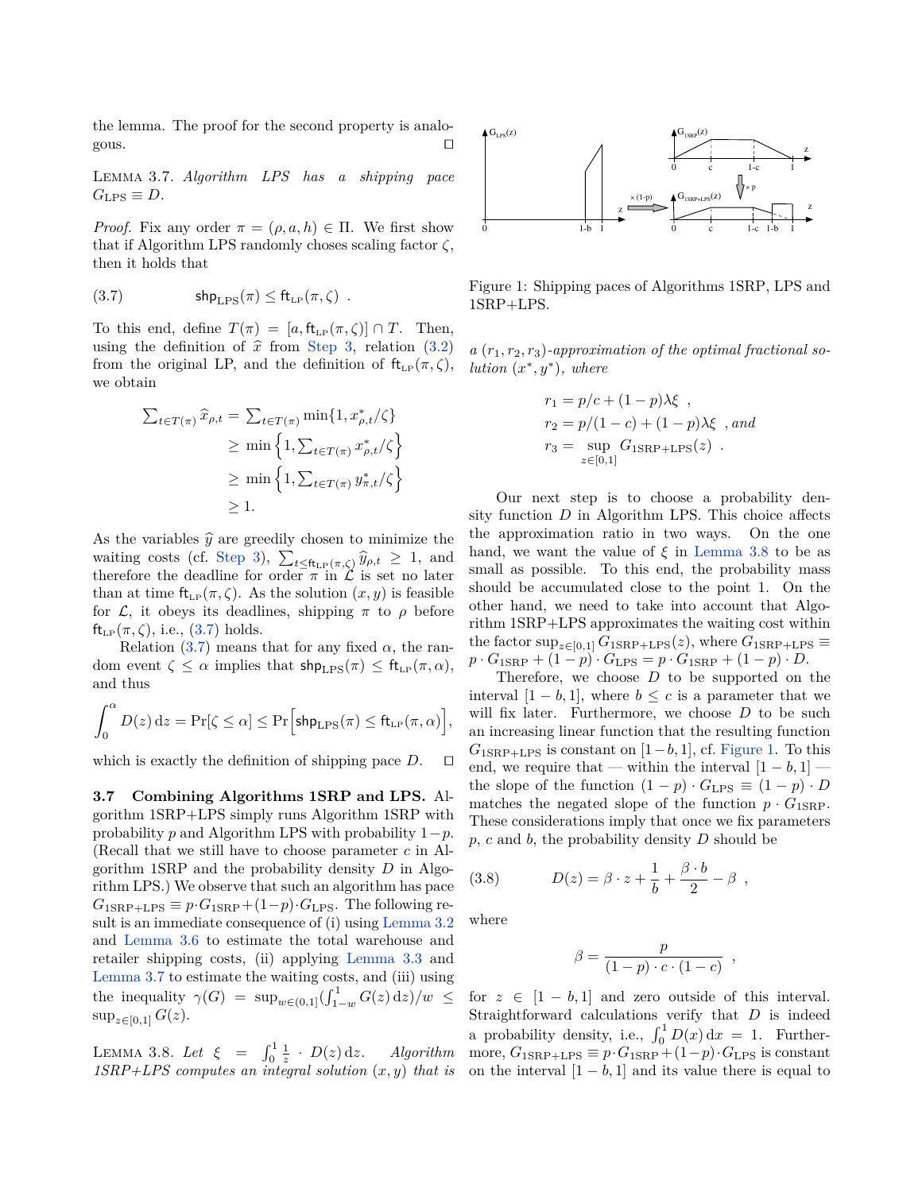the lemma. The proof for the second property is analogous. ◻

**Lemma 3.7.** *Algorithm LPS has a shipping pace $G_{\text{LPS}} \equiv D$.*

*Proof.* Fix any order $\pi = (\rho, a, h) \in \Pi$. We first show that if Algorithm LPS randomly choses scaling factor $\zeta$, then it holds that

$$\mathsf{shp}_{\text{LPS}}(\pi) \leq \mathsf{ft}_{\text{LP}}(\pi, \zeta) \ . \tag{3.7}$$

To this end, define $T(\pi) = [a, \mathsf{ft}_{\text{LP}}(\pi, \zeta)] \cap T$. Then, using the definition of $\widehat{x}$ from Step 3, relation (3.2) from the original LP, and the definition of $\mathsf{ft}_{\text{LP}}(\pi, \zeta)$, we obtain

$$\begin{aligned}
\textstyle\sum_{t \in T(\pi)} \widehat{x}_{\rho,t} &= \textstyle\sum_{t \in T(\pi)} \min\{1, x^*_{\rho,t}/\zeta\} \\
&\geq \min\left\{1, \textstyle\sum_{t \in T(\pi)} x^*_{\rho,t}/\zeta\right\} \\
&\geq \min\left\{1, \textstyle\sum_{t \in T(\pi)} y^*_{\pi,t}/\zeta\right\} \\
&\geq 1.
\end{aligned}$$

As the variables $\widehat{y}$ are greedily chosen to minimize the waiting costs (cf. Step 3), $\sum_{t \leq \mathsf{ft}_{\text{LP}}(\pi,\zeta)} \widehat{y}_{\rho,t} \geq 1$, and therefore the deadline for order $\pi$ in $\mathcal{L}$ is set no later than at time $\mathsf{ft}_{\text{LP}}(\pi, \zeta)$. As the solution $(x, y)$ is feasible for $\mathcal{L}$, it obeys its deadlines, shipping $\pi$ to $\rho$ before $\mathsf{ft}_{\text{LP}}(\pi, \zeta)$, i.e., (3.7) holds.

Relation (3.7) means that for any fixed $\alpha$, the random event $\zeta \leq \alpha$ implies that $\mathsf{shp}_{\text{LPS}}(\pi) \leq \mathsf{ft}_{\text{LP}}(\pi, \alpha)$, and thus

$$\int_0^\alpha D(z)\,\mathrm{d}z = \Pr[\zeta \leq \alpha] \leq \Pr\Big[\mathsf{shp}_{\text{LPS}}(\pi) \leq \mathsf{ft}_{\text{LP}}(\pi, \alpha)\Big],$$

which is exactly the definition of shipping pace $D$. ◻

### 3.7 Combining Algorithms 1SRP and LPS.

Algorithm 1SRP+LPS simply runs Algorithm 1SRP with probability $p$ and Algorithm LPS with probability $1-p$. (Recall that we still have to choose parameter $c$ in Algorithm 1SRP and the probability density $D$ in Algorithm LPS.) We observe that such an algorithm has pace $G_{\text{1SRP+LPS}} \equiv p \cdot G_{\text{1SRP}} + (1-p) \cdot G_{\text{LPS}}$. The following result is an immediate consequence of (i) using Lemma 3.2 and Lemma 3.6 to estimate the total warehouse and retailer shipping costs, (ii) applying Lemma 3.3 and Lemma 3.7 to estimate the waiting costs, and (iii) using the inequality $\gamma(G) = \sup_{w \in (0,1]} (\int_{1-w}^1 G(z)\,\mathrm{d}z)/w \leq \sup_{z \in [0,1]} G(z)$.

**Lemma 3.8.** *Let $\xi = \int_0^1 \frac{1}{z} \cdot D(z)\,\mathrm{d}z$. Algorithm 1SRP+LPS computes an integral solution $(x, y)$ that is a $(r_1, r_2, r_3)$-approximation of the optimal fractional solution $(x^*, y^*)$, where*

$$\begin{aligned}
r_1 &= p/c + (1-p)\lambda\xi \ , \\
r_2 &= p/(1-c) + (1-p)\lambda\xi \ , \textit{and} \\
r_3 &= \sup_{z \in [0,1]} G_{\text{1SRP+LPS}}(z) \ .
\end{aligned}$$

Figure 1: Shipping paces of Algorithms 1SRP, LPS and 1SRP+LPS.

Our next step is to choose a probability density function $D$ in Algorithm LPS. This choice affects the approximation ratio in two ways. On the one hand, we want the value of $\xi$ in Lemma 3.8 to be as small as possible. To this end, the probability mass should be accumulated close to the point 1. On the other hand, we need to take into account that Algorithm 1SRP+LPS approximates the waiting cost within the factor $\sup_{z \in [0,1]} G_{\text{1SRP+LPS}}(z)$, where $G_{\text{1SRP+LPS}} \equiv p \cdot G_{\text{1SRP}} + (1-p) \cdot G_{\text{LPS}} = p \cdot G_{\text{1SRP}} + (1-p) \cdot D$.

Therefore, we choose $D$ to be supported on the interval $[1-b, 1]$, where $b \leq c$ is a parameter that we will fix later. Furthermore, we choose $D$ to be such an increasing linear function that the resulting function $G_{\text{1SRP+LPS}}$ is constant on $[1-b, 1]$, cf. Figure 1. To this end, we require that — within the interval $[1-b, 1]$ — the slope of the function $(1-p) \cdot G_{\text{LPS}} \equiv (1-p) \cdot D$ matches the negated slope of the function $p \cdot G_{\text{1SRP}}$. These considerations imply that once we fix parameters $p$, $c$ and $b$, the probability density $D$ should be

$$D(z) = \beta \cdot z + \frac{1}{b} + \frac{\beta \cdot b}{2} - \beta \ , \tag{3.8}$$

where

$$\beta = \frac{p}{(1-p) \cdot c \cdot (1-c)} \ ,$$

for $z \in [1-b, 1]$ and zero outside of this interval. Straightforward calculations verify that $D$ is indeed a probability density, i.e., $\int_0^1 D(x)\,\mathrm{d}x = 1$. Furthermore, $G_{\text{1SRP+LPS}} \equiv p \cdot G_{\text{1SRP}} + (1-p) \cdot G_{\text{LPS}}$ is constant on the interval $[1-b, 1]$ and its value there is equal to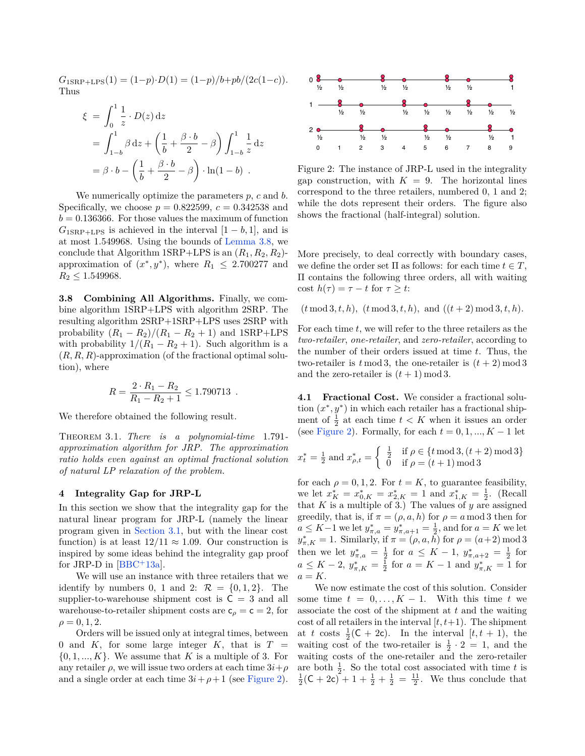$G_{1\text{SRP+LPS}}(1) = (1-p)\cdot D(1) = (1-p)/b + pb/(2c(1-c))$. Thus

$$
\begin{aligned}
\xi &= \int_0^1 \frac{1}{z}\cdot D(z)\,\mathrm{d}z \\
&= \int_{1-b}^1 \beta\,\mathrm{d}z + \left(\frac{1}{b} + \frac{\beta\cdot b}{2} - \beta\right)\int_{1-b}^1 \frac{1}{z}\,\mathrm{d}z \\
&= \beta\cdot b - \left(\frac{1}{b} + \frac{\beta\cdot b}{2} - \beta\right)\cdot \ln(1-b)\ .
\end{aligned}
$$

We numerically optimize the parameters $p$, $c$ and $b$. Specifically, we choose $p = 0.822599$, $c = 0.342538$ and $b = 0.136366$. For those values the maximum of function $G_{1\text{SRP+LPS}}$ is achieved in the interval $[1-b, 1]$, and is at most 1.549968. Using the bounds of Lemma 3.8, we conclude that Algorithm 1SRP+LPS is an $(R_1, R_2, R_2)$-approximation of $(x^*, y^*)$, where $R_1 \leq 2.700277$ and $R_2 \leq 1.549968$.

**3.8 Combining All Algorithms.** Finally, we combine algorithm 1SRP+LPS with algorithm 2SRP. The resulting algorithm 2SRP+1SRP+LPS uses 2SRP with probability $(R_1 - R_2)/(R_1 - R_2 + 1)$ and 1SRP+LPS with probability $1/(R_1 - R_2 + 1)$. Such algorithm is a $(R, R, R)$-approximation (of the fractional optimal solution), where

$$
R = \frac{2\cdot R_1 - R_2}{R_1 - R_2 + 1} \leq 1.790713\ .
$$

We therefore obtained the following result.

Theorem 3.1. *There is a polynomial-time 1.791-approximation algorithm for JRP. The approximation ratio holds even against an optimal fractional solution of natural LP relaxation of the problem.*

## 4 Integrality Gap for JRP-L

In this section we show that the integrality gap for the natural linear program for JRP-L (namely the linear program given in Section 3.1, but with the linear cost function) is at least $12/11 \approx 1.09$. Our construction is inspired by some ideas behind the integrality gap proof for JRP-D in [BBC+13a].

We will use an instance with three retailers that we identify by numbers 0, 1 and 2: $\mathcal{R} = \{0, 1, 2\}$. The supplier-to-warehouse shipment cost is $\mathsf{C} = 3$ and all warehouse-to-retailer shipment costs are $\mathsf{c}_\rho = \mathsf{c} = 2$, for $\rho = 0, 1, 2$.

Orders will be issued only at integral times, between 0 and $K$, for some large integer $K$, that is $T = \{0, 1, ..., K\}$. We assume that $K$ is a multiple of 3. For any retailer $\rho$, we will issue two orders at each time $3i+\rho$ and a single order at each time $3i+\rho+1$ (see Figure 2).

Figure 2: The instance of JRP-L used in the integrality gap construction, with $K = 9$. The horizontal lines correspond to the three retailers, numbered 0, 1 and 2; while the dots represent their orders. The figure also shows the fractional (half-integral) solution.

More precisely, to deal correctly with boundary cases, we define the order set $\Pi$ as follows: for each time $t \in T$, $\Pi$ contains the following three orders, all with waiting cost $h(\tau) = \tau - t$ for $\tau \geq t$:

$$(t \bmod 3, t, h),\ \ (t \bmod 3, t, h),\ \text{and}\ ((t+2) \bmod 3, t, h).$$

For each time $t$, we will refer to the three retailers as the *two-retailer*, *one-retailer*, and *zero-retailer*, according to the number of their orders issued at time $t$. Thus, the two-retailer is $t \bmod 3$, the one-retailer is $(t+2) \bmod 3$ and the zero-retailer is $(t+1) \bmod 3$.

**4.1 Fractional Cost.** We consider a fractional solution $(x^*, y^*)$ in which each retailer has a fractional shipment of $\frac{1}{2}$ at each time $t < K$ when it issues an order (see Figure 2). Formally, for each $t = 0, 1, ..., K-1$ let

$$
x^*_t = \tfrac{1}{2} \text{ and } x^*_{\rho,t} = \begin{cases} \frac{1}{2} & \text{if } \rho \in \{t \bmod 3, (t+2) \bmod 3\} \\ 0 & \text{if } \rho = (t+1) \bmod 3 \end{cases}
$$

for each $\rho = 0, 1, 2$. For $t = K$, to guarantee feasibility, we let $x^*_K = x^*_{0,K} = x^*_{2,K} = 1$ and $x^*_{1,K} = \frac{1}{2}$. (Recall that $K$ is a multiple of 3.) The values of $y$ are assigned greedily, that is, if $\pi = (\rho, a, h)$ for $\rho = a \bmod 3$ then for $a \leq K-1$ we let $y^*_{\pi,a} = y^*_{\pi,a+1} = \frac{1}{2}$, and for $a = K$ we let $y^*_{\pi,K} = 1$. Similarly, if $\pi = (\rho, a, h)$ for $\rho = (a+2) \bmod 3$ then we let $y^*_{\pi,a} = \frac{1}{2}$ for $a \leq K-1$, $y^*_{\pi,a+2} = \frac{1}{2}$ for $a \leq K-2$, $y^*_{\pi,K} = \frac{1}{2}$ for $a = K-1$ and $y^*_{\pi,K} = 1$ for $a = K$.

We now estimate the cost of this solution. Consider some time $t = 0, \ldots, K-1$. With this time $t$ we associate the cost of the shipment at $t$ and the waiting cost of all retailers in the interval $[t, t+1)$. The shipment at $t$ costs $\frac{1}{2}(\mathsf{C} + 2\mathsf{c})$. In the interval $[t, t+1)$, the waiting cost of the two-retailer is $\frac{1}{2}\cdot 2 = 1$, and the waiting costs of the one-retailer and the zero-retailer are both $\frac{1}{2}$. So the total cost associated with time $t$ is $\frac{1}{2}(\mathsf{C} + 2\mathsf{c}) + 1 + \frac{1}{2} + \frac{1}{2} = \frac{11}{2}$. We thus conclude that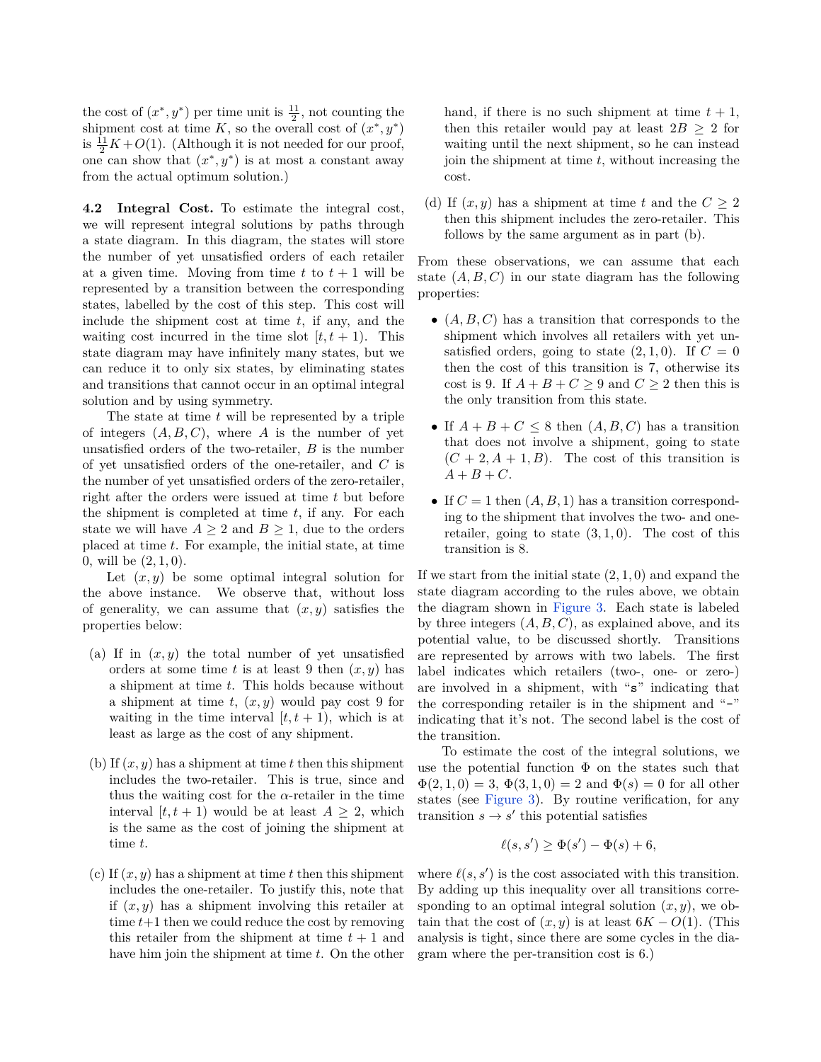the cost of $(x^*, y^*)$ per time unit is $\frac{11}{2}$, not counting the shipment cost at time $K$, so the overall cost of $(x^*, y^*)$ is $\frac{11}{2}K + O(1)$. (Although it is not needed for our proof, one can show that $(x^*, y^*)$ is at most a constant away from the actual optimum solution.)

**4.2 Integral Cost.** To estimate the integral cost, we will represent integral solutions by paths through a state diagram. In this diagram, the states will store the number of yet unsatisfied orders of each retailer at a given time. Moving from time $t$ to $t+1$ will be represented by a transition between the corresponding states, labelled by the cost of this step. This cost will include the shipment cost at time $t$, if any, and the waiting cost incurred in the time slot $[t, t+1)$. This state diagram may have infinitely many states, but we can reduce it to only six states, by eliminating states and transitions that cannot occur in an optimal integral solution and by using symmetry.

The state at time $t$ will be represented by a triple of integers $(A, B, C)$, where $A$ is the number of yet unsatisfied orders of the two-retailer, $B$ is the number of yet unsatisfied orders of the one-retailer, and $C$ is the number of yet unsatisfied orders of the zero-retailer, right after the orders were issued at time $t$ but before the shipment is completed at time $t$, if any. For each state we will have $A \geq 2$ and $B \geq 1$, due to the orders placed at time $t$. For example, the initial state, at time 0, will be $(2, 1, 0)$.

Let $(x, y)$ be some optimal integral solution for the above instance. We observe that, without loss of generality, we can assume that $(x, y)$ satisfies the properties below:

(a) If in $(x, y)$ the total number of yet unsatisfied orders at some time $t$ is at least 9 then $(x, y)$ has a shipment at time $t$. This holds because without a shipment at time $t$, $(x, y)$ would pay cost 9 for waiting in the time interval $[t, t+1)$, which is at least as large as the cost of any shipment.

(b) If $(x, y)$ has a shipment at time $t$ then this shipment includes the two-retailer. This is true, since and thus the waiting cost for the $\alpha$-retailer in the time interval $[t, t+1)$ would be at least $A \geq 2$, which is the same as the cost of joining the shipment at time $t$.

(c) If $(x, y)$ has a shipment at time $t$ then this shipment includes the one-retailer. To justify this, note that if $(x, y)$ has a shipment involving this retailer at time $t+1$ then we could reduce the cost by removing this retailer from the shipment at time $t+1$ and have him join the shipment at time $t$. On the other hand, if there is no such shipment at time $t+1$, then this retailer would pay at least $2B \geq 2$ for waiting until the next shipment, so he can instead join the shipment at time $t$, without increasing the cost.

(d) If $(x, y)$ has a shipment at time $t$ and the $C \geq 2$ then this shipment includes the zero-retailer. This follows by the same argument as in part (b).

From these observations, we can assume that each state $(A, B, C)$ in our state diagram has the following properties:

- $(A, B, C)$ has a transition that corresponds to the shipment which involves all retailers with yet unsatisfied orders, going to state $(2, 1, 0)$. If $C = 0$ then the cost of this transition is 7, otherwise its cost is 9. If $A + B + C \geq 9$ and $C \geq 2$ then this is the only transition from this state.
- If $A + B + C \leq 8$ then $(A, B, C)$ has a transition that does not involve a shipment, going to state $(C+2, A+1, B)$. The cost of this transition is $A + B + C$.
- If $C = 1$ then $(A, B, 1)$ has a transition corresponding to the shipment that involves the two- and one-retailer, going to state $(3, 1, 0)$. The cost of this transition is 8.

If we start from the initial state $(2, 1, 0)$ and expand the state diagram according to the rules above, we obtain the diagram shown in Figure 3. Each state is labeled by three integers $(A, B, C)$, as explained above, and its potential value, to be discussed shortly. Transitions are represented by arrows with two labels. The first label indicates which retailers (two-, one- or zero-) are involved in a shipment, with "s" indicating that the corresponding retailer is in the shipment and "-" indicating that it's not. The second label is the cost of the transition.

To estimate the cost of the integral solutions, we use the potential function $\Phi$ on the states such that $\Phi(2, 1, 0) = 3$, $\Phi(3, 1, 0) = 2$ and $\Phi(s) = 0$ for all other states (see Figure 3). By routine verification, for any transition $s \to s'$ this potential satisfies

$$\ell(s, s') \geq \Phi(s') - \Phi(s) + 6,$$

where $\ell(s, s')$ is the cost associated with this transition. By adding up this inequality over all transitions corresponding to an optimal integral solution $(x, y)$, we obtain that the cost of $(x, y)$ is at least $6K - O(1)$. (This analysis is tight, since there are some cycles in the diagram where the per-transition cost is 6.)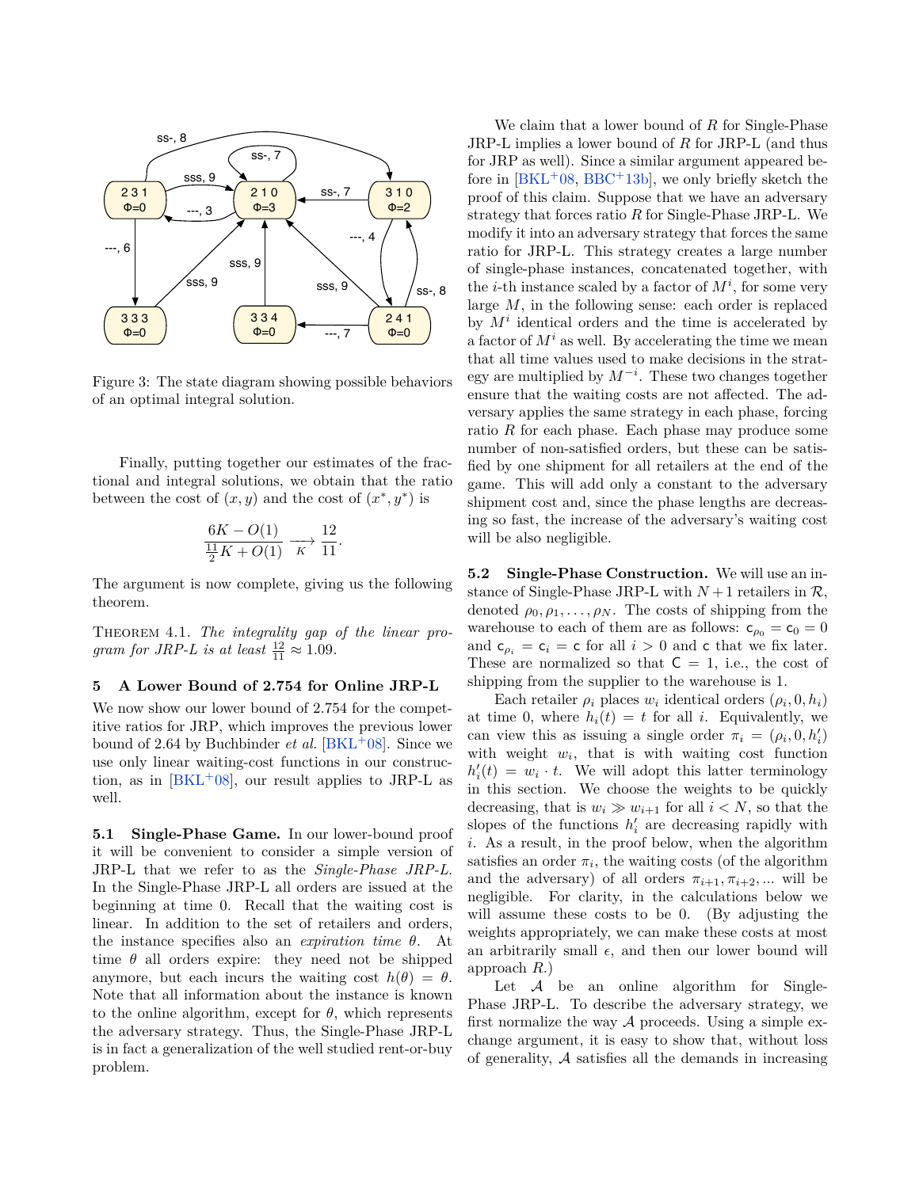Figure 3: The state diagram showing possible behaviors of an optimal integral solution.

Finally, putting together our estimates of the fractional and integral solutions, we obtain that the ratio between the cost of $(x, y)$ and the cost of $(x^*, y^*)$ is

$$\frac{6K - O(1)}{\frac{11}{2}K + O(1)} \xrightarrow[K]{} \frac{12}{11}.$$

The argument is now complete, giving us the following theorem.

THEOREM 4.1. *The integrality gap of the linear program for JRP-L is at least* $\frac{12}{11} \approx 1.09$.

## 5 A Lower Bound of 2.754 for Online JRP-L

We now show our lower bound of 2.754 for the competitive ratios for JRP, which improves the previous lower bound of 2.64 by Buchbinder *et al.* [BKL+08]. Since we use only linear waiting-cost functions in our construction, as in [BKL+08], our result applies to JRP-L as well.

**5.1 Single-Phase Game.** In our lower-bound proof it will be convenient to consider a simple version of JRP-L that we refer to as the *Single-Phase JRP-L*. In the Single-Phase JRP-L all orders are issued at the beginning at time 0. Recall that the waiting cost is linear. In addition to the set of retailers and orders, the instance specifies also an *expiration time* $\theta$. At time $\theta$ all orders expire: they need not be shipped anymore, but each incurs the waiting cost $h(\theta) = \theta$. Note that all information about the instance is known to the online algorithm, except for $\theta$, which represents the adversary strategy. Thus, the Single-Phase JRP-L is in fact a generalization of the well studied rent-or-buy problem.

We claim that a lower bound of $R$ for Single-Phase JRP-L implies a lower bound of $R$ for JRP-L (and thus for JRP as well). Since a similar argument appeared before in [BKL+08, BBC+13b], we only briefly sketch the proof of this claim. Suppose that we have an adversary strategy that forces ratio $R$ for Single-Phase JRP-L. We modify it into an adversary strategy that forces the same ratio for JRP-L. This strategy creates a large number of single-phase instances, concatenated together, with the $i$-th instance scaled by a factor of $M^i$, for some very large $M$, in the following sense: each order is replaced by $M^i$ identical orders and the time is accelerated by a factor of $M^i$ as well. By accelerating the time we mean that all time values used to make decisions in the strategy are multiplied by $M^{-i}$. These two changes together ensure that the waiting costs are not affected. The adversary applies the same strategy in each phase, forcing ratio $R$ for each phase. Each phase may produce some number of non-satisfied orders, but these can be satisfied by one shipment for all retailers at the end of the game. This will add only a constant to the adversary shipment cost and, since the phase lengths are decreasing so fast, the increase of the adversary's waiting cost will be also negligible.

**5.2 Single-Phase Construction.** We will use an instance of Single-Phase JRP-L with $N+1$ retailers in $\mathcal{R}$, denoted $\rho_0, \rho_1, \ldots, \rho_N$. The costs of shipping from the warehouse to each of them are as follows: $\mathsf{c}_{\rho_0} = \mathsf{c}_0 = 0$ and $\mathsf{c}_{\rho_i} = \mathsf{c}_i = \mathsf{c}$ for all $i > 0$ and $\mathsf{c}$ that we fix later. These are normalized so that $\mathsf{C} = 1$, i.e., the cost of shipping from the supplier to the warehouse is 1.

Each retailer $\rho_i$ places $w_i$ identical orders $(\rho_i, 0, h_i)$ at time 0, where $h_i(t) = t$ for all $i$. Equivalently, we can view this as issuing a single order $\pi_i = (\rho_i, 0, h'_i)$ with weight $w_i$, that is with waiting cost function $h'_i(t) = w_i \cdot t$. We will adopt this latter terminology in this section. We choose the weights to be quickly decreasing, that is $w_i \gg w_{i+1}$ for all $i < N$, so that the slopes of the functions $h'_i$ are decreasing rapidly with $i$. As a result, in the proof below, when the algorithm satisfies an order $\pi_i$, the waiting costs (of the algorithm and the adversary) of all orders $\pi_{i+1}, \pi_{i+2}, \ldots$ will be negligible. For clarity, in the calculations below we will assume these costs to be 0. (By adjusting the weights appropriately, we can make these costs at most an arbitrarily small $\epsilon$, and then our lower bound will approach $R$.)

Let $\mathcal{A}$ be an online algorithm for Single-Phase JRP-L. To describe the adversary strategy, we first normalize the way $\mathcal{A}$ proceeds. Using a simple exchange argument, it is easy to show that, without loss of generality, $\mathcal{A}$ satisfies all the demands in increasing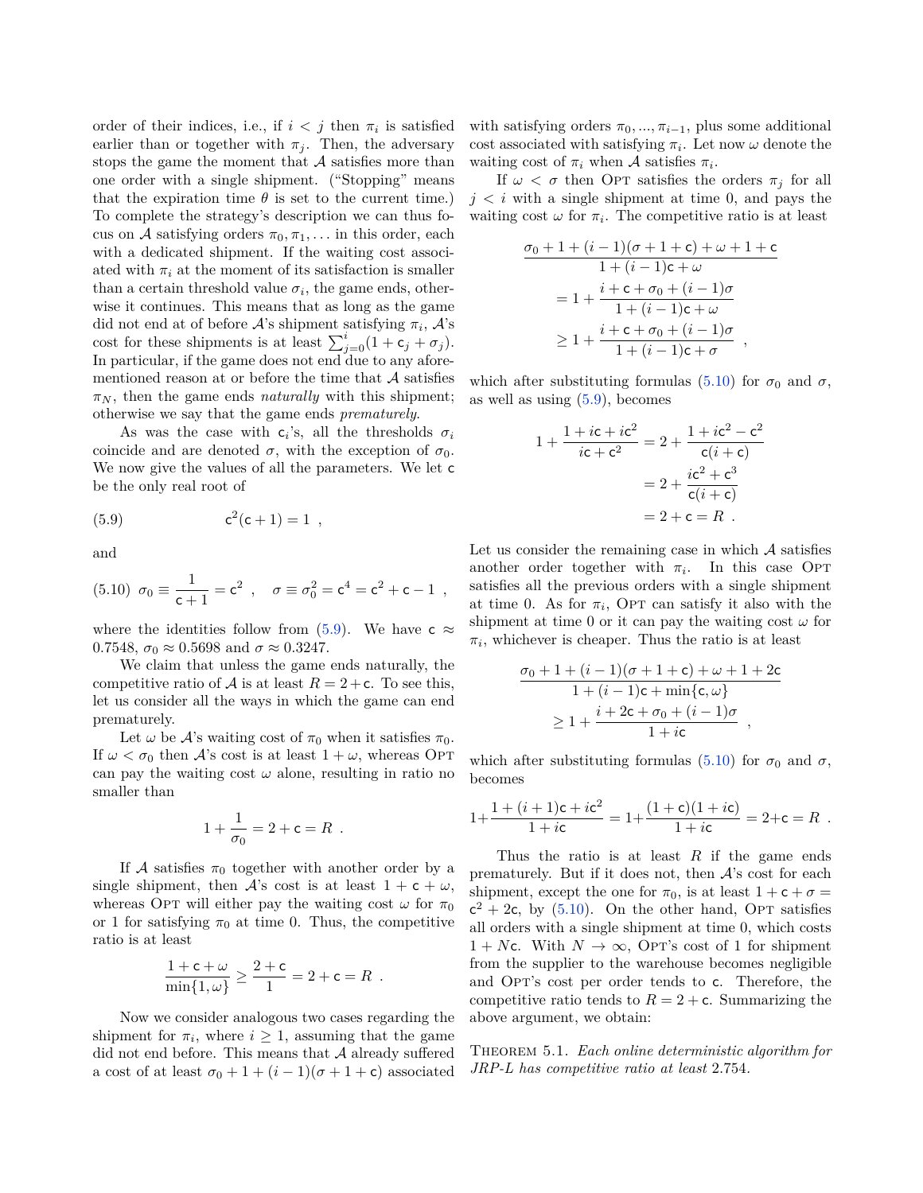order of their indices, i.e., if $i < j$ then $\pi_i$ is satisfied earlier than or together with $\pi_j$. Then, the adversary stops the game the moment that $\mathcal{A}$ satisfies more than one order with a single shipment. ("Stopping" means that the expiration time $\theta$ is set to the current time.) To complete the strategy's description we can thus focus on $\mathcal{A}$ satisfying orders $\pi_0, \pi_1, \ldots$ in this order, each with a dedicated shipment. If the waiting cost associated with $\pi_i$ at the moment of its satisfaction is smaller than a certain threshold value $\sigma_i$, the game ends, otherwise it continues. This means that as long as the game did not end at of before $\mathcal{A}$'s shipment satisfying $\pi_i$, $\mathcal{A}$'s cost for these shipments is at least $\sum_{j=0}^{i}(1 + \mathsf{c}_j + \sigma_j)$. In particular, if the game does not end due to any aforementioned reason at or before the time that $\mathcal{A}$ satisfies $\pi_N$, then the game ends *naturally* with this shipment; otherwise we say that the game ends *prematurely*.

As was the case with $\mathsf{c}_i$'s, all the thresholds $\sigma_i$ coincide and are denoted $\sigma$, with the exception of $\sigma_0$. We now give the values of all the parameters. We let $\mathsf{c}$ be the only real root of

$$\mathsf{c}^2(\mathsf{c}+1) = 1 \ , \tag{5.9}$$

and

$$\sigma_0 \equiv \frac{1}{\mathsf{c}+1} = \mathsf{c}^2 \ , \quad \sigma \equiv \sigma_0^2 = \mathsf{c}^4 = \mathsf{c}^2 + \mathsf{c} - 1 \ , \tag{5.10}$$

where the identities follow from (5.9). We have $\mathsf{c} \approx 0.7548$, $\sigma_0 \approx 0.5698$ and $\sigma \approx 0.3247$.

We claim that unless the game ends naturally, the competitive ratio of $\mathcal{A}$ is at least $R = 2 + \mathsf{c}$. To see this, let us consider all the ways in which the game can end prematurely.

Let $\omega$ be $\mathcal{A}$'s waiting cost of $\pi_0$ when it satisfies $\pi_0$. If $\omega < \sigma_0$ then $\mathcal{A}$'s cost is at least $1 + \omega$, whereas OPT can pay the waiting cost $\omega$ alone, resulting in ratio no smaller than

$$1 + \frac{1}{\sigma_0} = 2 + \mathsf{c} = R \ .$$

If $\mathcal{A}$ satisfies $\pi_0$ together with another order by a single shipment, then $\mathcal{A}$'s cost is at least $1 + \mathsf{c} + \omega$, whereas OPT will either pay the waiting cost $\omega$ for $\pi_0$ or 1 for satisfying $\pi_0$ at time 0. Thus, the competitive ratio is at least

$$\frac{1+\mathsf{c}+\omega}{\min\{1,\omega\}} \geq \frac{2+\mathsf{c}}{1} = 2 + \mathsf{c} = R \ .$$

Now we consider analogous two cases regarding the shipment for $\pi_i$, where $i \geq 1$, assuming that the game did not end before. This means that $\mathcal{A}$ already suffered a cost of at least $\sigma_0 + 1 + (i-1)(\sigma + 1 + \mathsf{c})$ associated with satisfying orders $\pi_0, ..., \pi_{i-1}$, plus some additional cost associated with satisfying $\pi_i$. Let now $\omega$ denote the waiting cost of $\pi_i$ when $\mathcal{A}$ satisfies $\pi_i$.

If $\omega < \sigma$ then OPT satisfies the orders $\pi_j$ for all $j < i$ with a single shipment at time 0, and pays the waiting cost $\omega$ for $\pi_i$. The competitive ratio is at least

$$\begin{aligned}
&\frac{\sigma_0 + 1 + (i-1)(\sigma+1+\mathsf{c}) + \omega + 1 + \mathsf{c}}{1 + (i-1)\mathsf{c} + \omega} \\
&= 1 + \frac{i + \mathsf{c} + \sigma_0 + (i-1)\sigma}{1 + (i-1)\mathsf{c} + \omega} \\
&\geq 1 + \frac{i + \mathsf{c} + \sigma_0 + (i-1)\sigma}{1 + (i-1)\mathsf{c} + \sigma} \ ,
\end{aligned}$$

which after substituting formulas (5.10) for $\sigma_0$ and $\sigma$, as well as using (5.9), becomes

$$\begin{aligned}
1 + \frac{1 + i\mathsf{c} + i\mathsf{c}^2}{i\mathsf{c} + \mathsf{c}^2} &= 2 + \frac{1 + i\mathsf{c}^2 - \mathsf{c}^2}{\mathsf{c}(i+\mathsf{c})} \\
&= 2 + \frac{i\mathsf{c}^2 + \mathsf{c}^3}{\mathsf{c}(i+\mathsf{c})} \\
&= 2 + \mathsf{c} = R \ .
\end{aligned}$$

Let us consider the remaining case in which $\mathcal{A}$ satisfies another order together with $\pi_i$. In this case OPT satisfies all the previous orders with a single shipment at time 0. As for $\pi_i$, OPT can satisfy it also with the shipment at time 0 or it can pay the waiting cost $\omega$ for $\pi_i$, whichever is cheaper. Thus the ratio is at least

$$\begin{aligned}
&\frac{\sigma_0 + 1 + (i-1)(\sigma+1+\mathsf{c}) + \omega + 1 + 2\mathsf{c}}{1 + (i-1)\mathsf{c} + \min\{\mathsf{c},\omega\}} \\
&\geq 1 + \frac{i + 2\mathsf{c} + \sigma_0 + (i-1)\sigma}{1 + i\mathsf{c}} \ ,
\end{aligned}$$

which after substituting formulas (5.10) for $\sigma_0$ and $\sigma$, becomes

$$1 + \frac{1 + (i+1)\mathsf{c} + i\mathsf{c}^2}{1 + i\mathsf{c}} = 1 + \frac{(1+\mathsf{c})(1+i\mathsf{c})}{1+i\mathsf{c}} = 2 + \mathsf{c} = R \ .$$

Thus the ratio is at least $R$ if the game ends prematurely. But if it does not, then $\mathcal{A}$'s cost for each shipment, except the one for $\pi_0$, is at least $1 + \mathsf{c} + \sigma = \mathsf{c}^2 + 2\mathsf{c}$, by (5.10). On the other hand, OPT satisfies all orders with a single shipment at time 0, which costs $1 + N\mathsf{c}$. With $N \to \infty$, OPT's cost of 1 for shipment from the supplier to the warehouse becomes negligible and OPT's cost per order tends to $\mathsf{c}$. Therefore, the competitive ratio tends to $R = 2 + \mathsf{c}$. Summarizing the above argument, we obtain:

THEOREM 5.1. *Each online deterministic algorithm for JRP-L has competitive ratio at least* 2.754.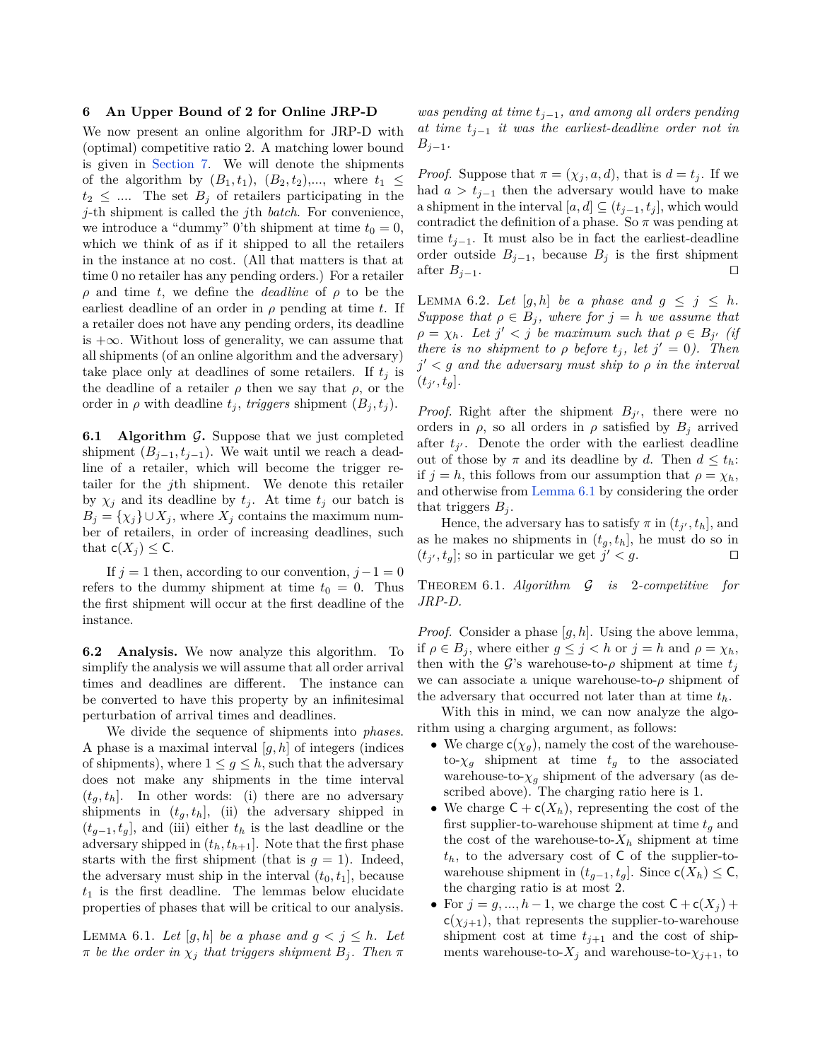## 6 An Upper Bound of 2 for Online JRP-D

We now present an online algorithm for JRP-D with (optimal) competitive ratio 2. A matching lower bound is given in Section 7. We will denote the shipments of the algorithm by $(B_1, t_1)$, $(B_2, t_2)$,..., where $t_1 \leq t_2 \leq ....$ The set $B_j$ of retailers participating in the $j$-th shipment is called the $j$th *batch*. For convenience, we introduce a "dummy" 0'th shipment at time $t_0 = 0$, which we think of as if it shipped to all the retailers in the instance at no cost. (All that matters is that at time 0 no retailer has any pending orders.) For a retailer $\rho$ and time $t$, we define the *deadline* of $\rho$ to be the earliest deadline of an order in $\rho$ pending at time $t$. If a retailer does not have any pending orders, its deadline is $+\infty$. Without loss of generality, we can assume that all shipments (of an online algorithm and the adversary) take place only at deadlines of some retailers. If $t_j$ is the deadline of a retailer $\rho$ then we say that $\rho$, or the order in $\rho$ with deadline $t_j$, *triggers* shipment $(B_j, t_j)$.

### 6.1 Algorithm $\mathcal{G}$.

Suppose that we just completed shipment $(B_{j-1}, t_{j-1})$. We wait until we reach a deadline of a retailer, which will become the trigger retailer for the $j$th shipment. We denote this retailer by $\chi_j$ and its deadline by $t_j$. At time $t_j$ our batch is $B_j = \{\chi_j\} \cup X_j$, where $X_j$ contains the maximum number of retailers, in order of increasing deadlines, such that $\mathsf{c}(X_j) \leq \mathsf{C}$.

If $j = 1$ then, according to our convention, $j-1 = 0$ refers to the dummy shipment at time $t_0 = 0$. Thus the first shipment will occur at the first deadline of the instance.

### 6.2 Analysis.

We now analyze this algorithm. To simplify the analysis we will assume that all order arrival times and deadlines are different. The instance can be converted to have this property by an infinitesimal perturbation of arrival times and deadlines.

We divide the sequence of shipments into *phases*. A phase is a maximal interval $[g, h]$ of integers (indices of shipments), where $1 \leq g \leq h$, such that the adversary does not make any shipments in the time interval $(t_g, t_h]$. In other words: (i) there are no adversary shipments in $(t_g, t_h]$, (ii) the adversary shipped in $(t_{g-1}, t_g]$, and (iii) either $t_h$ is the last deadline or the adversary shipped in $(t_h, t_{h+1}]$. Note that the first phase starts with the first shipment (that is $g = 1$). Indeed, the adversary must ship in the interval $(t_0, t_1]$, because $t_1$ is the first deadline. The lemmas below elucidate properties of phases that will be critical to our analysis.

Lemma 6.1. *Let $[g, h]$ be a phase and $g < j \leq h$. Let $\pi$ be the order in $\chi_j$ that triggers shipment $B_j$. Then $\pi$ was pending at time $t_{j-1}$, and among all orders pending at time $t_{j-1}$ it was the earliest-deadline order not in $B_{j-1}$.*

*Proof.* Suppose that $\pi = (\chi_j, a, d)$, that is $d = t_j$. If we had $a > t_{j-1}$ then the adversary would have to make a shipment in the interval $[a, d] \subseteq (t_{j-1}, t_j]$, which would contradict the definition of a phase. So $\pi$ was pending at time $t_{j-1}$. It must also be in fact the earliest-deadline order outside $B_{j-1}$, because $B_j$ is the first shipment after $B_{j-1}$. ◻

Lemma 6.2. *Let $[g, h]$ be a phase and $g \leq j \leq h$. Suppose that $\rho \in B_j$, where for $j = h$ we assume that $\rho = \chi_h$. Let $j' < j$ be maximum such that $\rho \in B_{j'}$ (if there is no shipment to $\rho$ before $t_j$, let $j' = 0$). Then $j' < g$ and the adversary must ship to $\rho$ in the interval $(t_{j'}, t_g]$.*

*Proof.* Right after the shipment $B_{j'}$, there were no orders in $\rho$, so all orders in $\rho$ satisfied by $B_j$ arrived after $t_{j'}$. Denote the order with the earliest deadline out of those by $\pi$ and its deadline by $d$. Then $d \leq t_h$: if $j = h$, this follows from our assumption that $\rho = \chi_h$, and otherwise from Lemma 6.1 by considering the order that triggers $B_j$.

Hence, the adversary has to satisfy $\pi$ in $(t_{j'}, t_h]$, and as he makes no shipments in $(t_g, t_h]$, he must do so in $(t_{j'}, t_g]$; so in particular we get $j' < g$. ◻

Theorem 6.1. *Algorithm $\mathcal{G}$ is 2-competitive for JRP-D.*

*Proof.* Consider a phase $[g, h]$. Using the above lemma, if $\rho \in B_j$, where either $g \leq j < h$ or $j = h$ and $\rho = \chi_h$, then with the $\mathcal{G}$'s warehouse-to-$\rho$ shipment at time $t_j$ we can associate a unique warehouse-to-$\rho$ shipment of the adversary that occurred not later than at time $t_g$.

With this in mind, we can now analyze the algorithm using a charging argument, as follows:

- We charge $\mathsf{c}(\chi_g)$, namely the cost of the warehouse-to-$\chi_g$ shipment at time $t_g$ to the associated warehouse-to-$\chi_g$ shipment of the adversary (as described above). The charging ratio here is 1.
- We charge $\mathsf{C} + \mathsf{c}(X_h)$, representing the cost of the first supplier-to-warehouse shipment at time $t_g$ and the cost of the warehouse-to-$X_h$ shipment at time $t_h$, to the adversary cost of $\mathsf{C}$ of the supplier-to-warehouse shipment in $(t_{g-1}, t_g]$. Since $\mathsf{c}(X_h) \leq \mathsf{C}$, the charging ratio is at most 2.
- For $j = g, ..., h-1$, we charge the cost $\mathsf{C} + \mathsf{c}(X_j) + \mathsf{c}(\chi_{j+1})$, that represents the supplier-to-warehouse shipment cost at time $t_{j+1}$ and the cost of shipments warehouse-to-$X_j$ and warehouse-to-$\chi_{j+1}$, to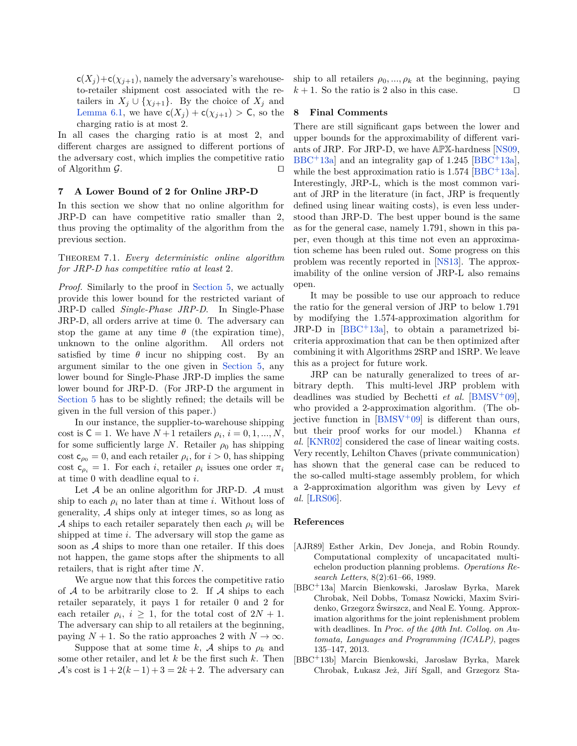$c(X_j) + c(\chi_{j+1})$, namely the adversary's warehouse-to-retailer shipment cost associated with the retailers in $X_j \cup \{\chi_{j+1}\}$. By the choice of $X_j$ and Lemma 6.1, we have $c(X_j) + c(\chi_{j+1}) > C$, so the charging ratio is at most 2.

In all cases the charging ratio is at most 2, and different charges are assigned to different portions of the adversary cost, which implies the competitive ratio of Algorithm $\mathcal{G}$. ◻

## 7 A Lower Bound of 2 for Online JRP-D

In this section we show that no online algorithm for JRP-D can have competitive ratio smaller than 2, thus proving the optimality of the algorithm from the previous section.

Theorem 7.1. *Every deterministic online algorithm for JRP-D has competitive ratio at least* 2.

*Proof.* Similarly to the proof in Section 5, we actually provide this lower bound for the restricted variant of JRP-D called *Single-Phase JRP-D*. In Single-Phase JRP-D, all orders arrive at time 0. The adversary can stop the game at any time $\theta$ (the expiration time), unknown to the online algorithm. All orders not satisfied by time $\theta$ incur no shipping cost. By an argument similar to the one given in Section 5, any lower bound for Single-Phase JRP-D implies the same lower bound for JRP-D. (For JRP-D the argument in Section 5 has to be slightly refined; the details will be given in the full version of this paper.)

In our instance, the supplier-to-warehouse shipping cost is $C = 1$. We have $N+1$ retailers $\rho_i$, $i = 0, 1, ..., N$, for some sufficiently large $N$. Retailer $\rho_0$ has shipping cost $c_{\rho_0} = 0$, and each retailer $\rho_i$, for $i > 0$, has shipping cost $c_{\rho_i} = 1$. For each $i$, retailer $\rho_i$ issues one order $\pi_i$ at time 0 with deadline equal to $i$.

Let $\mathcal{A}$ be an online algorithm for JRP-D. $\mathcal{A}$ must ship to each $\rho_i$ no later than at time $i$. Without loss of generality, $\mathcal{A}$ ships only at integer times, so as long as $\mathcal{A}$ ships to each retailer separately then each $\rho_i$ will be shipped at time $i$. The adversary will stop the game as soon as $\mathcal{A}$ ships to more than one retailer. If this does not happen, the game stops after the shipments to all retailers, that is right after time $N$.

We argue now that this forces the competitive ratio of $\mathcal{A}$ to be arbitrarily close to 2. If $\mathcal{A}$ ships to each retailer separately, it pays 1 for retailer 0 and 2 for each retailer $\rho_i$, $i \geq 1$, for the total cost of $2N+1$. The adversary can ship to all retailers at the beginning, paying $N+1$. So the ratio approaches 2 with $N \to \infty$.

Suppose that at some time $k$, $\mathcal{A}$ ships to $\rho_k$ and some other retailer, and let $k$ be the first such $k$. Then $\mathcal{A}$'s cost is $1 + 2(k-1) + 3 = 2k+2$. The adversary can ship to all retailers $\rho_0, ..., \rho_k$ at the beginning, paying $k+1$. So the ratio is 2 also in this case. ◻

## 8 Final Comments

There are still significant gaps between the lower and upper bounds for the approximability of different variants of JRP. For JRP-D, we have $\mathbb{APX}$-hardness [NS09, BBC+13a] and an integrality gap of 1.245 [BBC+13a], while the best approximation ratio is 1.574 [BBC+13a]. Interestingly, JRP-L, which is the most common variant of JRP in the literature (in fact, JRP is frequently defined using linear waiting costs), is even less understood than JRP-D. The best upper bound is the same as for the general case, namely 1.791, shown in this paper, even though at this time not even an approximation scheme has been ruled out. Some progress on this problem was recently reported in [NS13]. The approximability of the online version of JRP-L also remains open.

It may be possible to use our approach to reduce the ratio for the general version of JRP to below 1.791 by modifying the 1.574-approximation algorithm for JRP-D in [BBC+13a], to obtain a parametrized bicriteria approximation that can be then optimized after combining it with Algorithms 2SRP and 1SRP. We leave this as a project for future work.

JRP can be naturally generalized to trees of arbitrary depth. This multi-level JRP problem with deadlines was studied by Bechetti *et al.* [BMSV+09], who provided a 2-approximation algorithm. (The objective function in [BMSV+09] is different than ours, but their proof works for our model.) Khanna *et al.* [KNR02] considered the case of linear waiting costs. Very recently, Lehilton Chaves (private communication) has shown that the general case can be reduced to the so-called multi-stage assembly problem, for which a 2-approximation algorithm was given by Levy *et al.* [LRS06].

## References

[AJR89] Esther Arkin, Dev Joneja, and Robin Roundy. Computational complexity of uncapacitated multi-echelon production planning problems. *Operations Research Letters*, 8(2):61–66, 1989.

[BBC+13a] Marcin Bienkowski, Jaroslaw Byrka, Marek Chrobak, Neil Dobbs, Tomasz Nowicki, Maxim Sviridenko, Grzegorz Świrszcz, and Neal E. Young. Approximation algorithms for the joint replenishment problem with deadlines. In *Proc. of the 40th Int. Colloq. on Automata, Languages and Programming (ICALP)*, pages 135–147, 2013.

[BBC+13b] Marcin Bienkowski, Jaroslaw Byrka, Marek Chrobak, Łukasz Jeż, Jiří Sgall, and Grzegorz Sta-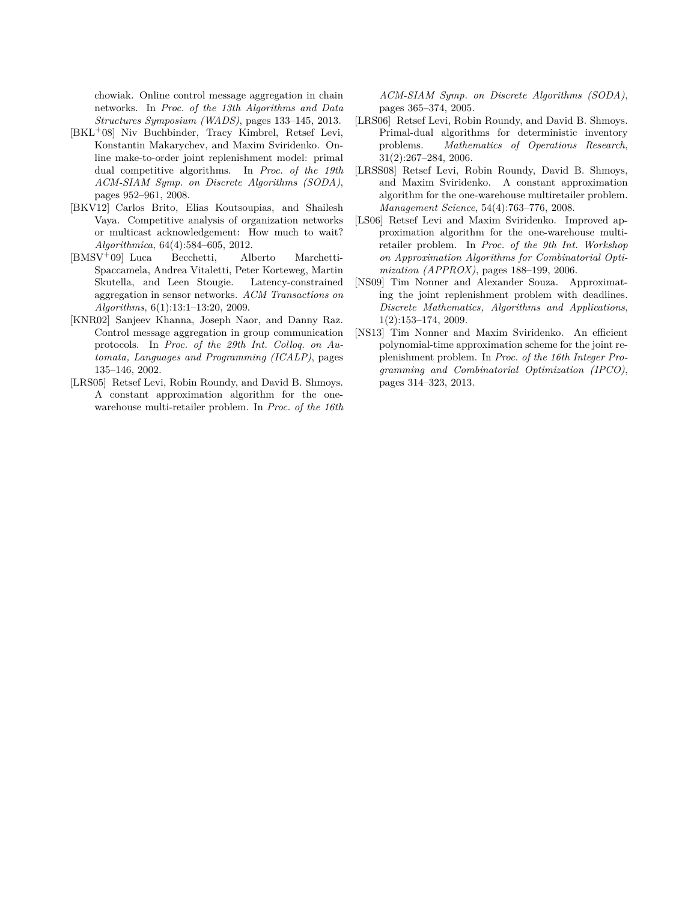chowiak. Online control message aggregation in chain networks. In *Proc. of the 13th Algorithms and Data Structures Symposium (WADS)*, pages 133–145, 2013.

[BKL+08] Niv Buchbinder, Tracy Kimbrel, Retsef Levi, Konstantin Makarychev, and Maxim Sviridenko. Online make-to-order joint replenishment model: primal dual competitive algorithms. In *Proc. of the 19th ACM-SIAM Symp. on Discrete Algorithms (SODA)*, pages 952–961, 2008.

[BKV12] Carlos Brito, Elias Koutsoupias, and Shailesh Vaya. Competitive analysis of organization networks or multicast acknowledgement: How much to wait? *Algorithmica*, 64(4):584–605, 2012.

[BMSV+09] Luca Becchetti, Alberto Marchetti-Spaccamela, Andrea Vitaletti, Peter Korteweg, Martin Skutella, and Leen Stougie. Latency-constrained aggregation in sensor networks. *ACM Transactions on Algorithms*, 6(1):13:1–13:20, 2009.

[KNR02] Sanjeev Khanna, Joseph Naor, and Danny Raz. Control message aggregation in group communication protocols. In *Proc. of the 29th Int. Colloq. on Automata, Languages and Programming (ICALP)*, pages 135–146, 2002.

[LRS05] Retsef Levi, Robin Roundy, and David B. Shmoys. A constant approximation algorithm for the one-warehouse multi-retailer problem. In *Proc. of the 16th ACM-SIAM Symp. on Discrete Algorithms (SODA)*, pages 365–374, 2005.

[LRS06] Retsef Levi, Robin Roundy, and David B. Shmoys. Primal-dual algorithms for deterministic inventory problems. *Mathematics of Operations Research*, 31(2):267–284, 2006.

[LRSS08] Retsef Levi, Robin Roundy, David B. Shmoys, and Maxim Sviridenko. A constant approximation algorithm for the one-warehouse multiretailer problem. *Management Science*, 54(4):763–776, 2008.

[LS06] Retsef Levi and Maxim Sviridenko. Improved approximation algorithm for the one-warehouse multi-retailer problem. In *Proc. of the 9th Int. Workshop on Approximation Algorithms for Combinatorial Optimization (APPROX)*, pages 188–199, 2006.

[NS09] Tim Nonner and Alexander Souza. Approximating the joint replenishment problem with deadlines. *Discrete Mathematics, Algorithms and Applications*, 1(2):153–174, 2009.

[NS13] Tim Nonner and Maxim Sviridenko. An efficient polynomial-time approximation scheme for the joint replenishment problem. In *Proc. of the 16th Integer Programming and Combinatorial Optimization (IPCO)*, pages 314–323, 2013.